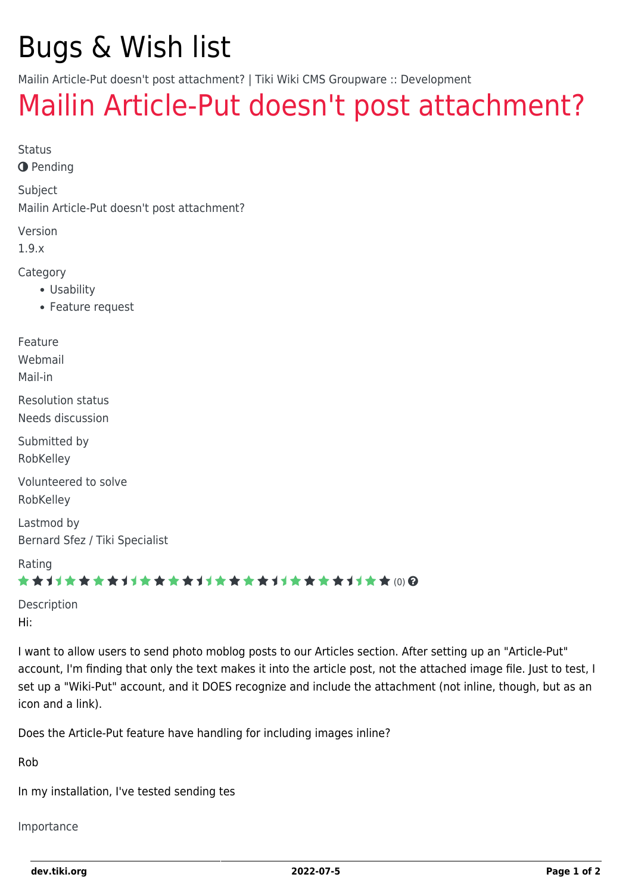# Bugs & Wish list

Mailin Article-Put doesn't post attachment? | Tiki Wiki CMS Groupware :: Development

## Mailin Article-Put doesn't post attachment?

Status

◑ Pending

Subject

Mailin Article-Put doesn't post attachment?

Version

1.9.x

Category

- Usability
- Feature request

Feature

Webmail

Mail-in

Resolution status

Needs discussion

Submitted by

RobKelley

Volunteered to solve

RobKelley

Lastmod by

Bernard Sfez / Tiki Specialist

Rating

(0)

Description

Hi:

I want to allow users to send photo moblog posts to our Articles section. After setting up an "Article-Put" account, I'm finding that only the text makes it into the article post, not the attached image file. Just to test, I set up a "Wiki-Put" account, and it DOES recognize and include the attachment (not inline, though, but as an icon and a link).

Does the Article-Put feature have handling for including images inline?

Rob

In my installation, I've tested sending tes

Importance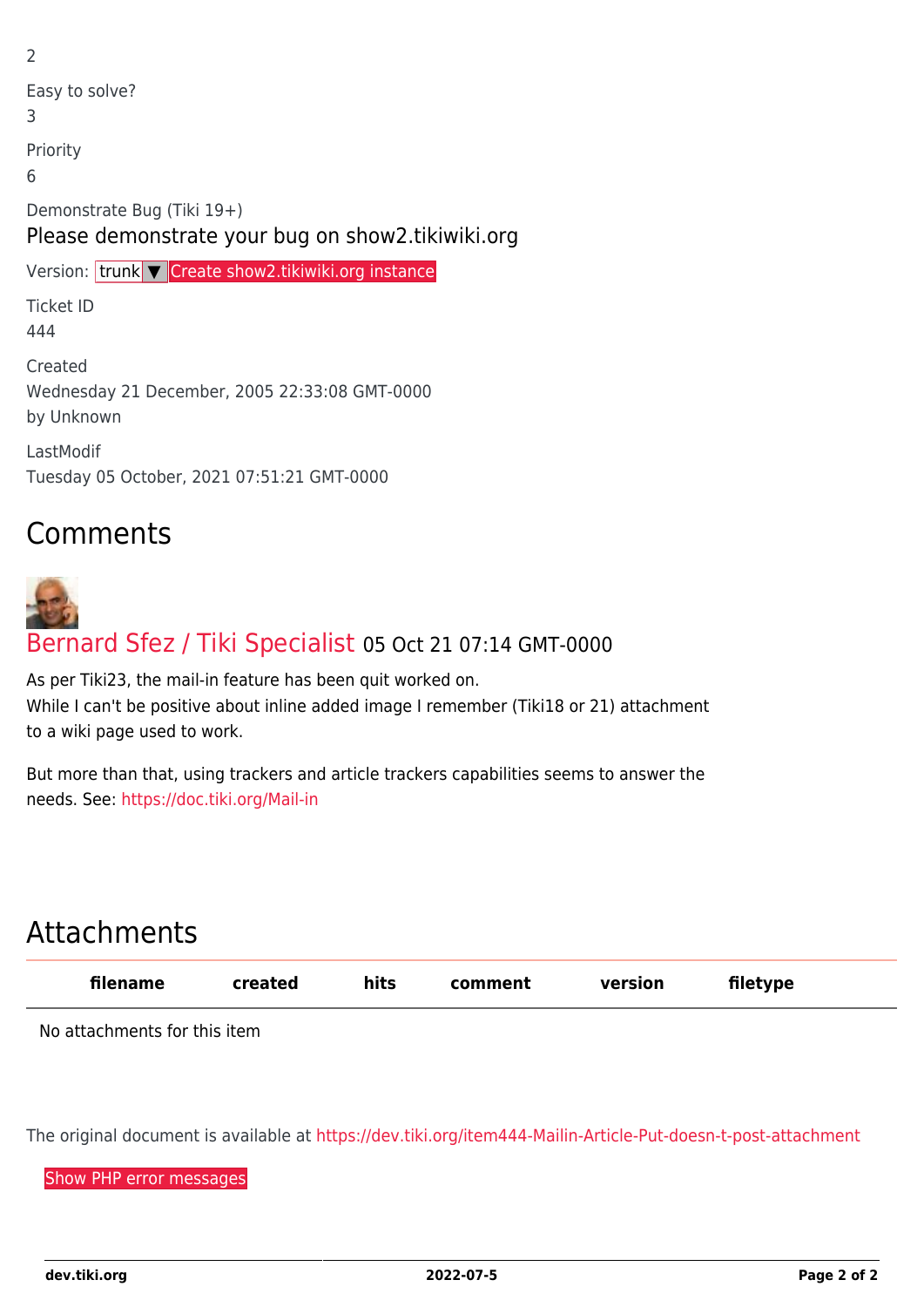2

Easy to solve?
3

Priority
6

Demonstrate Bug (Tiki 19+)

Please demonstrate your bug on show2.tikiwiki.org

Version: trunk ▼ Create show2.tikiwiki.org instance

Ticket ID
444

Created
Wednesday 21 December, 2005 22:33:08 GMT-0000
by Unknown

LastModif
Tuesday 05 October, 2021 07:51:21 GMT-0000

## Comments

Bernard Sfez / Tiki Specialist 05 Oct 21 07:14 GMT-0000

As per Tiki23, the mail-in feature has been quit worked on.
While I can't be positive about inline added image I remember (Tiki18 or 21) attachment to a wiki page used to work.

But more than that, using trackers and article trackers capabilities seems to answer the needs. See: https://doc.tiki.org/Mail-in

## Attachments

| filename | created | hits | comment | version | filetype |
|---|---|---|---|---|---|
| No attachments for this item | | | | | |

The original document is available at https://dev.tiki.org/item444-Mailin-Article-Put-doesn-t-post-attachment

Show PHP error messages